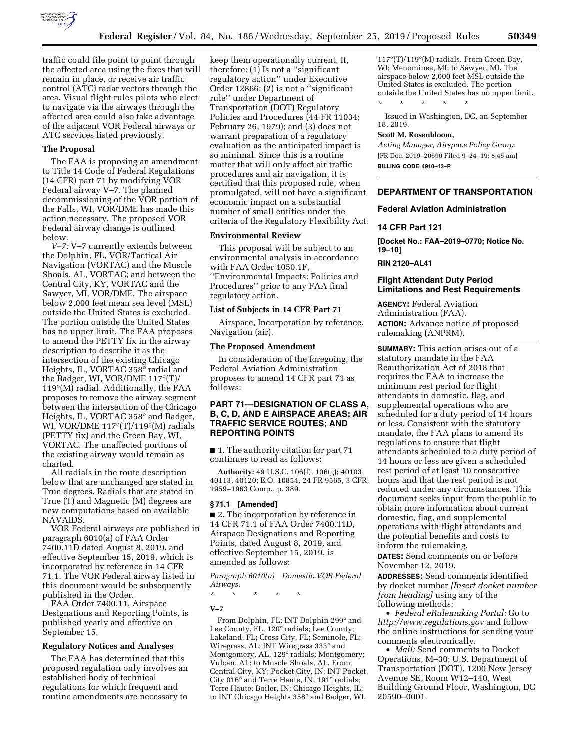traffic could file point to point through the affected area using the fixes that will remain in place, or receive air traffic control (ATC) radar vectors through the area. Visual flight rules pilots who elect to navigate via the airways through the affected area could also take advantage of the adjacent VOR Federal airways or ATC services listed previously.

### The Proposal

The FAA is proposing an amendment to Title 14 Code of Federal Regulations (14 CFR) part 71 by modifying VOR Federal airway V–7. The planned decommissioning of the VOR portion of the Falls, WI, VOR/DME has made this action necessary. The proposed VOR Federal airway change is outlined below.

*V–7:* V–7 currently extends between the Dolphin, FL, VOR/Tactical Air Navigation (VORTAC) and the Muscle Shoals, AL, VORTAC; and between the Central City, KY, VORTAC and the Sawyer, MI, VOR/DME. The airspace below 2,000 feet mean sea level (MSL) outside the United States is excluded. The portion outside the United States has no upper limit. The FAA proposes to amend the PETTY fix in the airway description to describe it as the intersection of the existing Chicago Heights, IL, VORTAC 358° radial and the Badger, WI, VOR/DME 117°(T)/119°(M) radial. Additionally, the FAA proposes to remove the airway segment between the intersection of the Chicago Heights, IL, VORTAC 358° and Badger, WI, VOR/DME 117°(T)/119°(M) radials (PETTY fix) and the Green Bay, WI, VORTAC. The unaffected portions of the existing airway would remain as charted.

All radials in the route description below that are unchanged are stated in True degrees. Radials that are stated in True (T) and Magnetic (M) degrees are new computations based on available NAVAIDS.

VOR Federal airways are published in paragraph 6010(a) of FAA Order 7400.11D dated August 8, 2019, and effective September 15, 2019, which is incorporated by reference in 14 CFR 71.1. The VOR Federal airway listed in this document would be subsequently published in the Order.

FAA Order 7400.11, Airspace Designations and Reporting Points, is published yearly and effective on September 15.

### Regulatory Notices and Analyses

The FAA has determined that this proposed regulation only involves an established body of technical regulations for which frequent and routine amendments are necessary to keep them operationally current. It, therefore: (1) Is not a ''significant regulatory action'' under Executive Order 12866; (2) is not a ''significant rule'' under Department of Transportation (DOT) Regulatory Policies and Procedures (44 FR 11034; February 26, 1979); and (3) does not warrant preparation of a regulatory evaluation as the anticipated impact is so minimal. Since this is a routine matter that will only affect air traffic procedures and air navigation, it is certified that this proposed rule, when promulgated, will not have a significant economic impact on a substantial number of small entities under the criteria of the Regulatory Flexibility Act.

### Environmental Review

This proposal will be subject to an environmental analysis in accordance with FAA Order 1050.1F, ''Environmental Impacts: Policies and Procedures'' prior to any FAA final regulatory action.

### List of Subjects in 14 CFR Part 71

Airspace, Incorporation by reference, Navigation (air).

### The Proposed Amendment

In consideration of the foregoing, the Federal Aviation Administration proposes to amend 14 CFR part 71 as follows:

## PART 71—DESIGNATION OF CLASS A, B, C, D, AND E AIRSPACE AREAS; AIR TRAFFIC SERVICE ROUTES; AND REPORTING POINTS

■ 1. The authority citation for part 71 continues to read as follows:

**Authority:** 49 U.S.C. 106(f), 106(g); 40103, 40113, 40120; E.O. 10854, 24 FR 9565, 3 CFR, 1959–1963 Comp., p. 389.

### §71.1 [Amended]

■ 2. The incorporation by reference in 14 CFR 71.1 of FAA Order 7400.11D, Airspace Designations and Reporting Points, dated August 8, 2019, and effective September 15, 2019, is amended as follows:

*Paragraph 6010(a) Domestic VOR Federal Airways.*

\* \* \* \* \*

**V–7**

From Dolphin, FL; INT Dolphin 299° and Lee County, FL, 120° radials; Lee County; Lakeland, FL; Cross City, FL; Seminole, FL; Wiregrass, AL; INT Wiregrass 333° and Montgomery, AL, 129° radials; Montgomery; Vulcan, AL; to Muscle Shoals, AL. From Central City, KY; Pocket City, IN; INT Pocket City 016° and Terre Haute, IN, 191° radials; Terre Haute; Boiler, IN; Chicago Heights, IL; to INT Chicago Heights 358° and Badger, WI, 117°(T)/119°(M) radials. From Green Bay, WI; Menominee, MI; to Sawyer, MI. The airspace below 2,000 feet MSL outside the United States is excluded. The portion outside the United States has no upper limit.

\* \* \* \* \*

Issued in Washington, DC, on September 18, 2019.

**Scott M. Rosenbloom,**

*Acting Manager, Airspace Policy Group.*

[FR Doc. 2019–20690 Filed 9–24–19; 8:45 am]

**BILLING CODE 4910–13–P**

---

## DEPARTMENT OF TRANSPORTATION

### Federal Aviation Administration

### 14 CFR Part 121

**[Docket No.: FAA–2019–0770; Notice No. 19–10]**

**RIN 2120–AL41**

### Flight Attendant Duty Period Limitations and Rest Requirements

**AGENCY:** Federal Aviation Administration (FAA).

**ACTION:** Advance notice of proposed rulemaking (ANPRM).

**SUMMARY:** This action arises out of a statutory mandate in the FAA Reauthorization Act of 2018 that requires the FAA to increase the minimum rest period for flight attendants in domestic, flag, and supplemental operations who are scheduled for a duty period of 14 hours or less. Consistent with the statutory mandate, the FAA plans to amend its regulations to ensure that flight attendants scheduled to a duty period of 14 hours or less are given a scheduled rest period of at least 10 consecutive hours and that the rest period is not reduced under any circumstances. This document seeks input from the public to obtain more information about current domestic, flag, and supplemental operations with flight attendants and the potential benefits and costs to inform the rulemaking.

**DATES:** Send comments on or before November 12, 2019.

**ADDRESSES:** Send comments identified by docket number *[Insert docket number from heading]* using any of the following methods:

- *Federal eRulemaking Portal:* Go to *http://www.regulations.gov* and follow the online instructions for sending your comments electronically.
- *Mail:* Send comments to Docket Operations, M–30; U.S. Department of Transportation (DOT), 1200 New Jersey Avenue SE, Room W12–140, West Building Ground Floor, Washington, DC 20590–0001.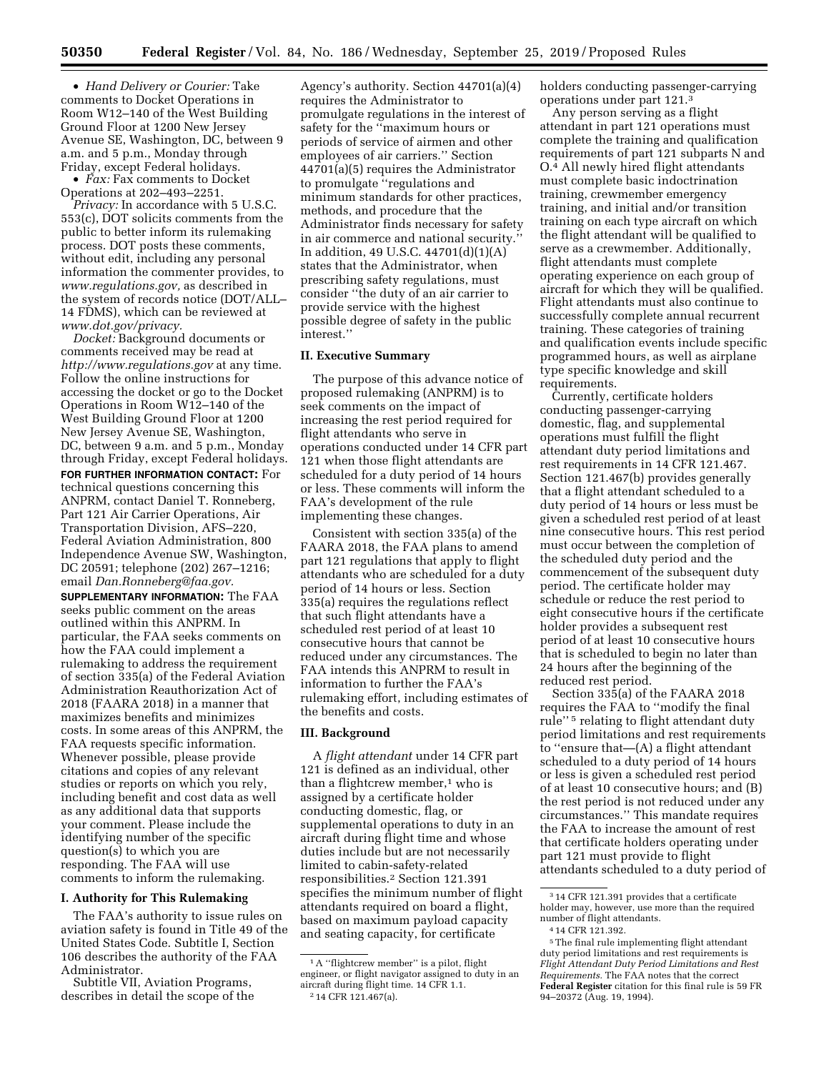- *Hand Delivery or Courier:* Take comments to Docket Operations in Room W12–140 of the West Building Ground Floor at 1200 New Jersey Avenue SE, Washington, DC, between 9 a.m. and 5 p.m., Monday through Friday, except Federal holidays.
- *Fax:* Fax comments to Docket Operations at 202–493–2251.

*Privacy:* In accordance with 5 U.S.C. 553(c), DOT solicits comments from the public to better inform its rulemaking process. DOT posts these comments, without edit, including any personal information the commenter provides, to *www.regulations.gov,* as described in the system of records notice (DOT/ALL–14 FDMS), which can be reviewed at *www.dot.gov/privacy.*

*Docket:* Background documents or comments received may be read at *http://www.regulations.gov* at any time. Follow the online instructions for accessing the docket or go to the Docket Operations in Room W12–140 of the West Building Ground Floor at 1200 New Jersey Avenue SE, Washington, DC, between 9 a.m. and 5 p.m., Monday through Friday, except Federal holidays.

**FOR FURTHER INFORMATION CONTACT:** For technical questions concerning this ANPRM, contact Daniel T. Ronneberg, Part 121 Air Carrier Operations, Air Transportation Division, AFS–220, Federal Aviation Administration, 800 Independence Avenue SW, Washington, DC 20591; telephone (202) 267–1216; email *Dan.Ronneberg@faa.gov.*

**SUPPLEMENTARY INFORMATION:** The FAA seeks public comment on the areas outlined within this ANPRM. In particular, the FAA seeks comments on how the FAA could implement a rulemaking to address the requirement of section 335(a) of the Federal Aviation Administration Reauthorization Act of 2018 (FAARA 2018) in a manner that maximizes benefits and minimizes costs. In some areas of this ANPRM, the FAA requests specific information. Whenever possible, please provide citations and copies of any relevant studies or reports on which you rely, including benefit and cost data as well as any additional data that supports your comment. Please include the identifying number of the specific question(s) to which you are responding. The FAA will use comments to inform the rulemaking.

## I. Authority for This Rulemaking

The FAA's authority to issue rules on aviation safety is found in Title 49 of the United States Code. Subtitle I, Section 106 describes the authority of the FAA Administrator.

Subtitle VII, Aviation Programs, describes in detail the scope of the Agency's authority. Section 44701(a)(4) requires the Administrator to promulgate regulations in the interest of safety for the ''maximum hours or periods of service of airmen and other employees of air carriers.'' Section 44701(a)(5) requires the Administrator to promulgate ''regulations and minimum standards for other practices, methods, and procedure that the Administrator finds necessary for safety in air commerce and national security.'' In addition, 49 U.S.C. 44701(d)(1)(A) states that the Administrator, when prescribing safety regulations, must consider ''the duty of an air carrier to provide service with the highest possible degree of safety in the public interest.''

## II. Executive Summary

The purpose of this advance notice of proposed rulemaking (ANPRM) is to seek comments on the impact of increasing the rest period required for flight attendants who serve in operations conducted under 14 CFR part 121 when those flight attendants are scheduled for a duty period of 14 hours or less. These comments will inform the FAA's development of the rule implementing these changes.

Consistent with section 335(a) of the FAARA 2018, the FAA plans to amend part 121 regulations that apply to flight attendants who are scheduled for a duty period of 14 hours or less. Section 335(a) requires the regulations reflect that such flight attendants have a scheduled rest period of at least 10 consecutive hours that cannot be reduced under any circumstances. The FAA intends this ANPRM to result in information to further the FAA's rulemaking effort, including estimates of the benefits and costs.

## III. Background

A *flight attendant* under 14 CFR part 121 is defined as an individual, other than a flightcrew member,[1] who is assigned by a certificate holder conducting domestic, flag, or supplemental operations to duty in an aircraft during flight time and whose duties include but are not necessarily limited to cabin-safety-related responsibilities.[2] Section 121.391 specifies the minimum number of flight attendants required on board a flight, based on maximum payload capacity and seating capacity, for certificate holders conducting passenger-carrying operations under part 121.[3]

Any person serving as a flight attendant in part 121 operations must complete the training and qualification requirements of part 121 subparts N and O.[4] All newly hired flight attendants must complete basic indoctrination training, crewmember emergency training, and initial and/or transition training on each type aircraft on which the flight attendant will be qualified to serve as a crewmember. Additionally, flight attendants must complete operating experience on each group of aircraft for which they will be qualified. Flight attendants must also continue to successfully complete annual recurrent training. These categories of training and qualification events include specific programmed hours, as well as airplane type specific knowledge and skill requirements.

Currently, certificate holders conducting passenger-carrying domestic, flag, and supplemental operations must fulfill the flight attendant duty period limitations and rest requirements in 14 CFR 121.467. Section 121.467(b) provides generally that a flight attendant scheduled to a duty period of 14 hours or less must be given a scheduled rest period of at least nine consecutive hours. This rest period must occur between the completion of the scheduled duty period and the commencement of the subsequent duty period. The certificate holder may schedule or reduce the rest period to eight consecutive hours if the certificate holder provides a subsequent rest period of at least 10 consecutive hours that is scheduled to begin no later than 24 hours after the beginning of the reduced rest period.

Section 335(a) of the FAARA 2018 requires the FAA to ''modify the final rule''[5] relating to flight attendant duty period limitations and rest requirements to ''ensure that—(A) a flight attendant scheduled to a duty period of 14 hours or less is given a scheduled rest period of at least 10 consecutive hours; and (B) the rest period is not reduced under any circumstances.'' This mandate requires the FAA to increase the amount of rest that certificate holders operating under part 121 must provide to flight attendants scheduled to a duty period of

---

[1] A ''flightcrew member'' is a pilot, flight engineer, or flight navigator assigned to duty in an aircraft during flight time. 14 CFR 1.1.

[2] 14 CFR 121.467(a).

[3] 14 CFR 121.391 provides that a certificate holder may, however, use more than the required number of flight attendants.

[4] 14 CFR 121.392.

[5] The final rule implementing flight attendant duty period limitations and rest requirements is *Flight Attendant Duty Period Limitations and Rest Requirements.* The FAA notes that the correct **Federal Register** citation for this final rule is 59 FR 94–20372 (Aug. 19, 1994).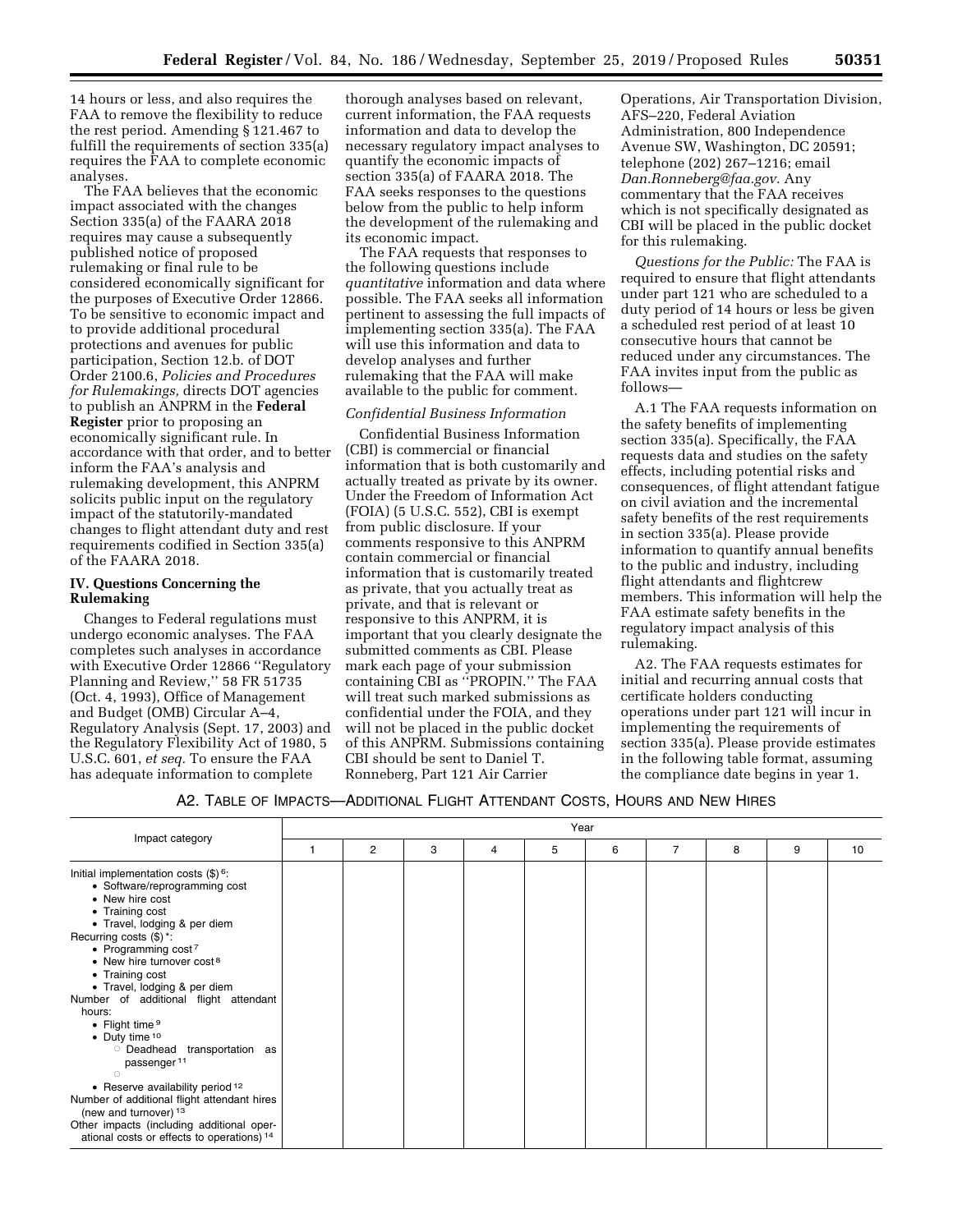14 hours or less, and also requires the FAA to remove the flexibility to reduce the rest period. Amending § 121.467 to fulfill the requirements of section 335(a) requires the FAA to complete economic analyses.

The FAA believes that the economic impact associated with the changes Section 335(a) of the FAARA 2018 requires may cause a subsequently published notice of proposed rulemaking or final rule to be considered economically significant for the purposes of Executive Order 12866. To be sensitive to economic impact and to provide additional procedural protections and avenues for public participation, Section 12.b. of DOT Order 2100.6, *Policies and Procedures for Rulemakings,* directs DOT agencies to publish an ANPRM in the **Federal Register** prior to proposing an economically significant rule. In accordance with that order, and to better inform the FAA's analysis and rulemaking development, this ANPRM solicits public input on the regulatory impact of the statutorily-mandated changes to flight attendant duty and rest requirements codified in Section 335(a) of the FAARA 2018.

## IV. Questions Concerning the Rulemaking

Changes to Federal regulations must undergo economic analyses. The FAA completes such analyses in accordance with Executive Order 12866 ''Regulatory Planning and Review,'' 58 FR 51735 (Oct. 4, 1993), Office of Management and Budget (OMB) Circular A–4, Regulatory Analysis (Sept. 17, 2003) and the Regulatory Flexibility Act of 1980, 5 U.S.C. 601, *et seq.* To ensure the FAA has adequate information to complete thorough analyses based on relevant, current information, the FAA requests information and data to develop the necessary regulatory impact analyses to quantify the economic impacts of section 335(a) of FAARA 2018. The FAA seeks responses to the questions below from the public to help inform the development of the rulemaking and its economic impact.

The FAA requests that responses to the following questions include *quantitative* information and data where possible. The FAA seeks all information pertinent to assessing the full impacts of implementing section 335(a). The FAA will use this information and data to develop analyses and further rulemaking that the FAA will make available to the public for comment.

*Confidential Business Information*

Confidential Business Information (CBI) is commercial or financial information that is both customarily and actually treated as private by its owner. Under the Freedom of Information Act (FOIA) (5 U.S.C. 552), CBI is exempt from public disclosure. If your comments responsive to this ANPRM contain commercial or financial information that is customarily treated as private, that you actually treat as private, and that is relevant or responsive to this ANPRM, it is important that you clearly designate the submitted comments as CBI. Please mark each page of your submission containing CBI as ''PROPIN.'' The FAA will treat such marked submissions as confidential under the FOIA, and they will not be placed in the public docket of this ANPRM. Submissions containing CBI should be sent to Daniel T. Ronneberg, Part 121 Air Carrier Operations, Air Transportation Division, AFS–220, Federal Aviation Administration, 800 Independence Avenue SW, Washington, DC 20591; telephone (202) 267–1216; email *Dan.Ronneberg@faa.gov.* Any commentary that the FAA receives which is not specifically designated as CBI will be placed in the public docket for this rulemaking.

*Questions for the Public:* The FAA is required to ensure that flight attendants under part 121 who are scheduled to a duty period of 14 hours or less be given a scheduled rest period of at least 10 consecutive hours that cannot be reduced under any circumstances. The FAA invites input from the public as follows—

A.1 The FAA requests information on the safety benefits of implementing section 335(a). Specifically, the FAA requests data and studies on the safety effects, including potential risks and consequences, of flight attendant fatigue on civil aviation and the incremental safety benefits of the rest requirements in section 335(a). Please provide information to quantify annual benefits to the public and industry, including flight attendants and flightcrew members. This information will help the FAA estimate safety benefits in the regulatory impact analysis of this rulemaking.

A2. The FAA requests estimates for initial and recurring annual costs that certificate holders conducting operations under part 121 will incur in implementing the requirements of section 335(a). Please provide estimates in the following table format, assuming the compliance date begins in year 1.

A2. TABLE OF IMPACTS—ADDITIONAL FLIGHT ATTENDANT COSTS, HOURS AND NEW HIRES

| Impact category | Year | | | | | | | | | |
|---|---|---|---|---|---|---|---|---|---|---|
| | 1 | 2 | 3 | 4 | 5 | 6 | 7 | 8 | 9 | 10 |
| Initial implementation costs ($)[6]: | | | | | | | | | | |
| • Software/reprogramming cost | | | | | | | | | | |
| • New hire cost | | | | | | | | | | |
| • Training cost | | | | | | | | | | |
| • Travel, lodging & per diem | | | | | | | | | | |
| Recurring costs ($)*: | | | | | | | | | | |
| • Programming cost[7] | | | | | | | | | | |
| • New hire turnover cost[8] | | | | | | | | | | |
| • Training cost | | | | | | | | | | |
| • Travel, lodging & per diem | | | | | | | | | | |
| Number of additional flight attendant hours: | | | | | | | | | | |
| • Flight time[9] | | | | | | | | | | |
| • Duty time[10] | | | | | | | | | | |
| ○ Deadhead transportation as passenger[11] | | | | | | | | | | |
| ○ | | | | | | | | | | |
| • Reserve availability period[12] | | | | | | | | | | |
| Number of additional flight attendant hires (new and turnover)[13] | | | | | | | | | | |
| Other impacts (including additional operational costs or effects to operations)[14] | | | | | | | | | | |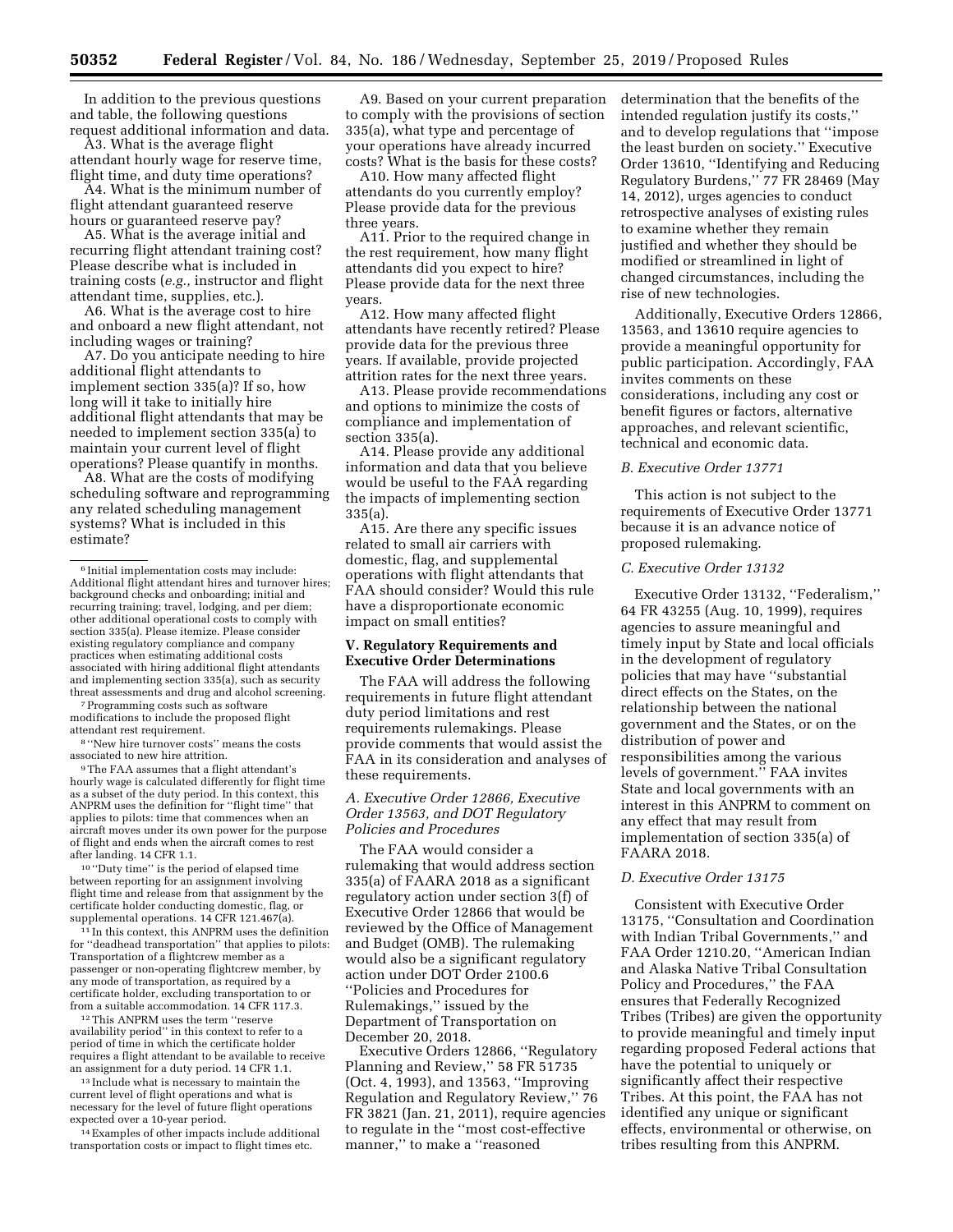In addition to the previous questions and table, the following questions request additional information and data.

A3. What is the average flight attendant hourly wage for reserve time, flight time, and duty time operations?

A4. What is the minimum number of flight attendant guaranteed reserve hours or guaranteed reserve pay?

A5. What is the average initial and recurring flight attendant training cost? Please describe what is included in training costs (*e.g.,* instructor and flight attendant time, supplies, etc.).

A6. What is the average cost to hire and onboard a new flight attendant, not including wages or training?

A7. Do you anticipate needing to hire additional flight attendants to implement section 335(a)? If so, how long will it take to initially hire additional flight attendants that may be needed to implement section 335(a) to maintain your current level of flight operations? Please quantify in months.

A8. What are the costs of modifying scheduling software and reprogramming any related scheduling management systems? What is included in this estimate?

A9. Based on your current preparation to comply with the provisions of section 335(a), what type and percentage of your operations have already incurred costs? What is the basis for these costs?

A10. How many affected flight attendants do you currently employ? Please provide data for the previous three years.

A11. Prior to the required change in the rest requirement, how many flight attendants did you expect to hire? Please provide data for the next three years.

A12. How many affected flight attendants have recently retired? Please provide data for the previous three years. If available, provide projected attrition rates for the next three years.

A13. Please provide recommendations and options to minimize the costs of compliance and implementation of section 335(a).

A14. Please provide any additional information and data that you believe would be useful to the FAA regarding the impacts of implementing section 335(a).

A15. Are there any specific issues related to small air carriers with domestic, flag, and supplemental operations with flight attendants that FAA should consider? Would this rule have a disproportionate economic impact on small entities?

## V. Regulatory Requirements and Executive Order Determinations

The FAA will address the following requirements in future flight attendant duty period limitations and rest requirements rulemakings. Please provide comments that would assist the FAA in its consideration and analyses of these requirements.

### *A. Executive Order 12866, Executive Order 13563, and DOT Regulatory Policies and Procedures*

The FAA would consider a rulemaking that would address section 335(a) of FAARA 2018 as a significant regulatory action under section 3(f) of Executive Order 12866 that would be reviewed by the Office of Management and Budget (OMB). The rulemaking would also be a significant regulatory action under DOT Order 2100.6 ''Policies and Procedures for Rulemakings,'' issued by the Department of Transportation on December 20, 2018.

Executive Orders 12866, ''Regulatory Planning and Review,'' 58 FR 51735 (Oct. 4, 1993), and 13563, ''Improving Regulation and Regulatory Review,'' 76 FR 3821 (Jan. 21, 2011), require agencies to regulate in the ''most cost-effective manner,'' to make a ''reasoned determination that the benefits of the intended regulation justify its costs,'' and to develop regulations that ''impose the least burden on society.'' Executive Order 13610, ''Identifying and Reducing Regulatory Burdens,'' 77 FR 28469 (May 14, 2012), urges agencies to conduct retrospective analyses of existing rules to examine whether they remain justified and whether they should be modified or streamlined in light of changed circumstances, including the rise of new technologies.

Additionally, Executive Orders 12866, 13563, and 13610 require agencies to provide a meaningful opportunity for public participation. Accordingly, FAA invites comments on these considerations, including any cost or benefit figures or factors, alternative approaches, and relevant scientific, technical and economic data.

### *B. Executive Order 13771*

This action is not subject to the requirements of Executive Order 13771 because it is an advance notice of proposed rulemaking.

### *C. Executive Order 13132*

Executive Order 13132, ''Federalism,'' 64 FR 43255 (Aug. 10, 1999), requires agencies to assure meaningful and timely input by State and local officials in the development of regulatory policies that may have ''substantial direct effects on the States, on the relationship between the national government and the States, or on the distribution of power and responsibilities among the various levels of government.'' FAA invites State and local governments with an interest in this ANPRM to comment on any effect that may result from implementation of section 335(a) of FAARA 2018.

### *D. Executive Order 13175*

Consistent with Executive Order 13175, ''Consultation and Coordination with Indian Tribal Governments,'' and FAA Order 1210.20, ''American Indian and Alaska Native Tribal Consultation Policy and Procedures,'' the FAA ensures that Federally Recognized Tribes (Tribes) are given the opportunity to provide meaningful and timely input regarding proposed Federal actions that have the potential to uniquely or significantly affect their respective Tribes. At this point, the FAA has not identified any unique or significant effects, environmental or otherwise, on tribes resulting from this ANPRM.

---

[6] Initial implementation costs may include: Additional flight attendant hires and turnover hires; background checks and onboarding; initial and recurring training; travel, lodging, and per diem; other additional operational costs to comply with section 335(a). Please itemize. Please consider existing regulatory compliance and company practices when estimating additional costs associated with hiring additional flight attendants and implementing section 335(a), such as security threat assessments and drug and alcohol screening.

[7] Programming costs such as software modifications to include the proposed flight attendant rest requirement.

[8] ''New hire turnover costs'' means the costs associated to new hire attrition.

[9] The FAA assumes that a flight attendant's hourly wage is calculated differently for flight time as a subset of the duty period. In this context, this ANPRM uses the definition for ''flight time'' that applies to pilots: time that commences when an aircraft moves under its own power for the purpose of flight and ends when the aircraft comes to rest after landing. 14 CFR 1.1.

[10] ''Duty time'' is the period of elapsed time between reporting for an assignment involving flight time and release from that assignment by the certificate holder conducting domestic, flag, or supplemental operations. 14 CFR 121.467(a).

[11] In this context, this ANPRM uses the definition for ''deadhead transportation'' that applies to pilots: Transportation of a flightcrew member as a passenger or non-operating flightcrew member, by any mode of transportation, as required by a certificate holder, excluding transportation to or from a suitable accommodation. 14 CFR 117.3.

[12] This ANPRM uses the term ''reserve availability period'' in this context to refer to a period of time in which the certificate holder requires a flight attendant to be available to receive an assignment for a duty period. 14 CFR 1.1.

[13] Include what is necessary to maintain the current level of flight operations and what is necessary for the level of future flight operations expected over a 10-year period.

[14] Examples of other impacts include additional transportation costs or impact to flight times etc.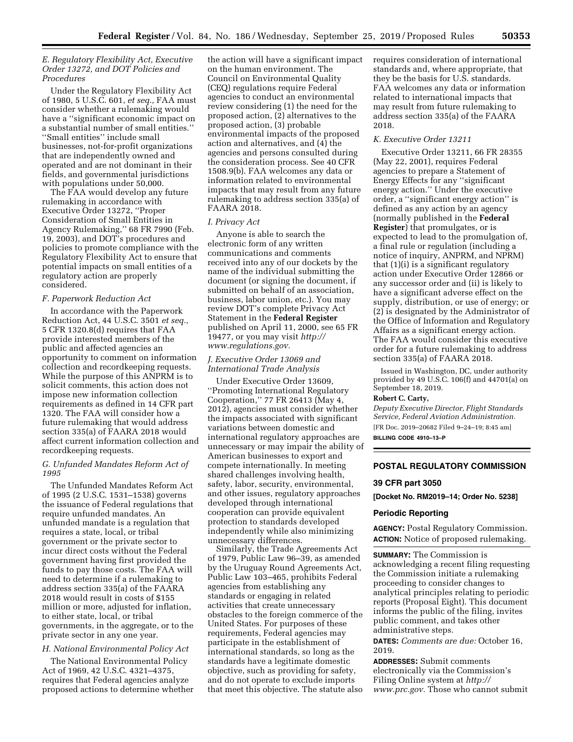### E. Regulatory Flexibility Act, Executive Order 13272, and DOT Policies and Procedures

Under the Regulatory Flexibility Act of 1980, 5 U.S.C. 601, *et seq.,* FAA must consider whether a rulemaking would have a ''significant economic impact on a substantial number of small entities.'' ''Small entities'' include small businesses, not-for-profit organizations that are independently owned and operated and are not dominant in their fields, and governmental jurisdictions with populations under 50,000.

The FAA would develop any future rulemaking in accordance with Executive Order 13272, ''Proper Consideration of Small Entities in Agency Rulemaking,'' 68 FR 7990 (Feb. 19, 2003), and DOT's procedures and policies to promote compliance with the Regulatory Flexibility Act to ensure that potential impacts on small entities of a regulatory action are properly considered.

### F. Paperwork Reduction Act

In accordance with the Paperwork Reduction Act, 44 U.S.C. 3501 *et seq.,* 5 CFR 1320.8(d) requires that FAA provide interested members of the public and affected agencies an opportunity to comment on information collection and recordkeeping requests. While the purpose of this ANPRM is to solicit comments, this action does not impose new information collection requirements as defined in 14 CFR part 1320. The FAA will consider how a future rulemaking that would address section 335(a) of FAARA 2018 would affect current information collection and recordkeeping requests.

### G. Unfunded Mandates Reform Act of 1995

The Unfunded Mandates Reform Act of 1995 (2 U.S.C. 1531–1538) governs the issuance of Federal regulations that require unfunded mandates. An unfunded mandate is a regulation that requires a state, local, or tribal government or the private sector to incur direct costs without the Federal government having first provided the funds to pay those costs. The FAA will need to determine if a rulemaking to address section 335(a) of the FAARA 2018 would result in costs of $155 million or more, adjusted for inflation, to either state, local, or tribal governments, in the aggregate, or to the private sector in any one year.

### H. National Environmental Policy Act

The National Environmental Policy Act of 1969, 42 U.S.C. 4321–4375, requires that Federal agencies analyze proposed actions to determine whether the action will have a significant impact on the human environment. The Council on Environmental Quality (CEQ) regulations require Federal agencies to conduct an environmental review considering (1) the need for the proposed action, (2) alternatives to the proposed action, (3) probable environmental impacts of the proposed action and alternatives, and (4) the agencies and persons consulted during the consideration process. See 40 CFR 1508.9(b). FAA welcomes any data or information related to environmental impacts that may result from any future rulemaking to address section 335(a) of FAARA 2018.

### I. Privacy Act

Anyone is able to search the electronic form of any written communications and comments received into any of our dockets by the name of the individual submitting the document (or signing the document, if submitted on behalf of an association, business, labor union, etc.). You may review DOT's complete Privacy Act Statement in the **Federal Register** published on April 11, 2000, see 65 FR 19477, or you may visit *http://www.regulations.gov.*

### J. Executive Order 13069 and International Trade Analysis

Under Executive Order 13609, ''Promoting International Regulatory Cooperation,'' 77 FR 26413 (May 4, 2012), agencies must consider whether the impacts associated with significant variations between domestic and international regulatory approaches are unnecessary or may impair the ability of American businesses to export and compete internationally. In meeting shared challenges involving health, safety, labor, security, environmental, and other issues, regulatory approaches developed through international cooperation can provide equivalent protection to standards developed independently while also minimizing unnecessary differences.

Similarly, the Trade Agreements Act of 1979, Public Law 96–39, as amended by the Uruguay Round Agreements Act, Public Law 103–465, prohibits Federal agencies from establishing any standards or engaging in related activities that create unnecessary obstacles to the foreign commerce of the United States. For purposes of these requirements, Federal agencies may participate in the establishment of international standards, so long as the standards have a legitimate domestic objective, such as providing for safety, and do not operate to exclude imports that meet this objective. The statute also requires consideration of international standards and, where appropriate, that they be the basis for U.S. standards. FAA welcomes any data or information related to international impacts that may result from future rulemaking to address section 335(a) of the FAARA 2018.

### K. Executive Order 13211

Executive Order 13211, 66 FR 28355 (May 22, 2001), requires Federal agencies to prepare a Statement of Energy Effects for any ''significant energy action.'' Under the executive order, a ''significant energy action'' is defined as any action by an agency (normally published in the **Federal Register**) that promulgates, or is expected to lead to the promulgation of, a final rule or regulation (including a notice of inquiry, ANPRM, and NPRM) that (1)(i) is a significant regulatory action under Executive Order 12866 or any successor order and (ii) is likely to have a significant adverse effect on the supply, distribution, or use of energy; or (2) is designated by the Administrator of the Office of Information and Regulatory Affairs as a significant energy action. The FAA would consider this executive order for a future rulemaking to address section 335(a) of FAARA 2018.

Issued in Washington, DC, under authority provided by 49 U.S.C. 106(f) and 44701(a) on September 18, 2019.

**Robert C. Carty,**

*Deputy Executive Director, Flight Standards Service, Federal Aviation Administration.*

[FR Doc. 2019–20682 Filed 9–24–19; 8:45 am]

**BILLING CODE 4910–13–P**

---

## POSTAL REGULATORY COMMISSION

### 39 CFR part 3050

**[Docket No. RM2019–14; Order No. 5238]**

### Periodic Reporting

**AGENCY:** Postal Regulatory Commission.

**ACTION:** Notice of proposed rulemaking.

**SUMMARY:** The Commission is acknowledging a recent filing requesting the Commission initiate a rulemaking proceeding to consider changes to analytical principles relating to periodic reports (Proposal Eight). This document informs the public of the filing, invites public comment, and takes other administrative steps.

**DATES:** *Comments are due:* October 16, 2019.

**ADDRESSES:** Submit comments electronically via the Commission's Filing Online system at *http://www.prc.gov.* Those who cannot submit